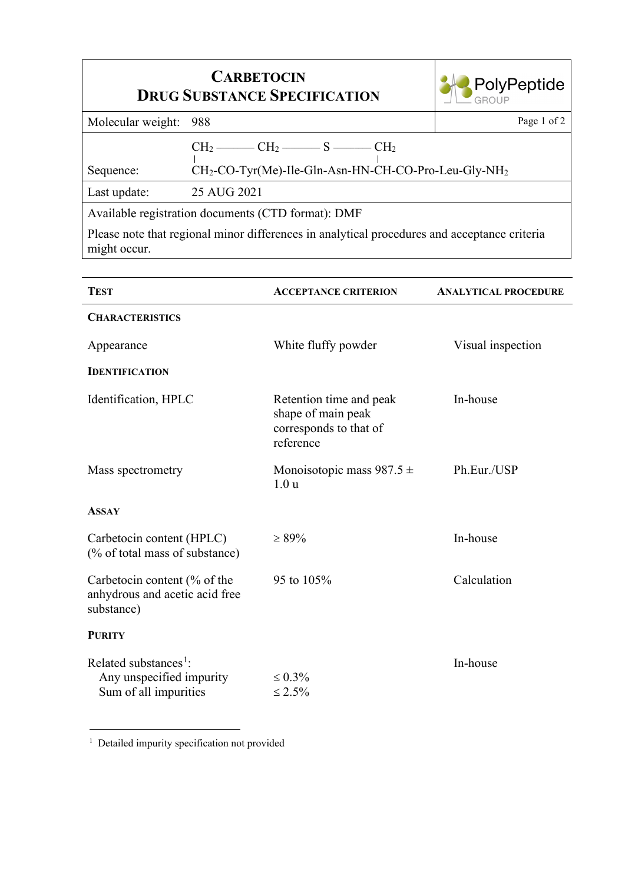# CARBETOCIN
# DRUG SUBSTANCE SPECIFICATION

PolyPeptide GROUP

| | |
|---|---|
| Molecular weight: | 988 |
| Sequence: | $CH_2$ — $CH_2$ — S — $CH_2$ (bridge from first $CH_2$ to CH of Cys) <br> $CH_2$-CO-Tyr(Me)-Ile-Gln-Asn-HN-CH-CO-Pro-Leu-Gly-$NH_2$ |
| Last update: | 25 AUG 2021 |

Available registration documents (CTD format): DMF

Please note that regional minor differences in analytical procedures and acceptance criteria might occur.

| TEST | ACCEPTANCE CRITERION | ANALYTICAL PROCEDURE |
|---|---|---|
| **CHARACTERISTICS** | | |
| Appearance | White fluffy powder | Visual inspection |
| **IDENTIFICATION** | | |
| Identification, HPLC | Retention time and peak shape of main peak corresponds to that of reference | In-house |
| Mass spectrometry | Monoisotopic mass 987.5 ± 1.0 u | Ph.Eur./USP |
| **ASSAY** | | |
| Carbetocin content (HPLC) (% of total mass of substance) | ≥ 89% | In-house |
| Carbetocin content (% of the anhydrous and acetic acid free substance) | 95 to 105% | Calculation |
| **PURITY** | | |
| Related substances[1]: | | In-house |
| Any unspecified impurity | ≤ 0.3% | |
| Sum of all impurities | ≤ 2.5% | |

[1] Detailed impurity specification not provided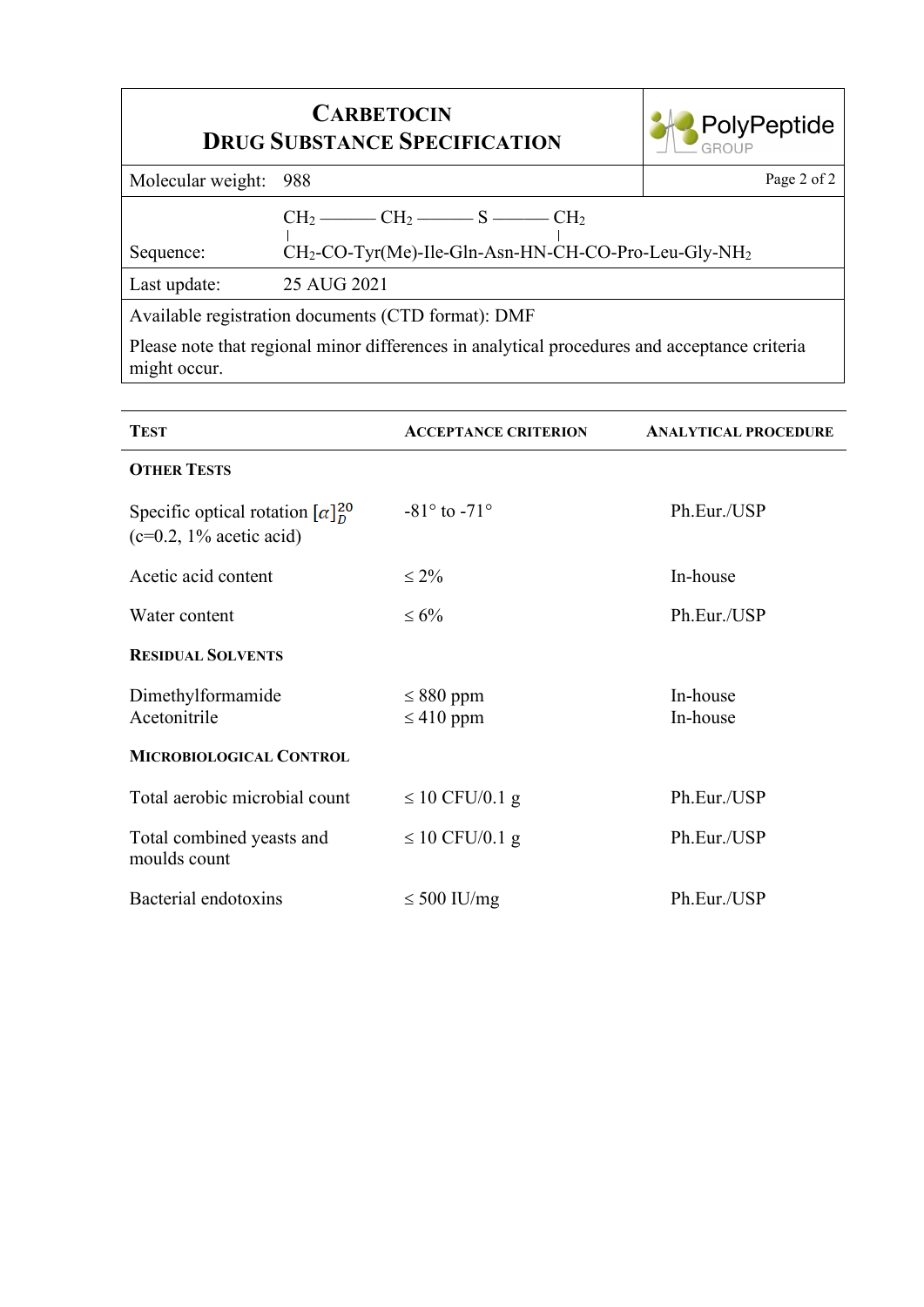# CARBETOCIN
## DRUG SUBSTANCE SPECIFICATION

| | |
|---|---|
| Molecular weight: 988 | |
| Sequence: | $CH_2$ — $CH_2$ — S — $CH_2$ <br> $CH_2$-CO-Tyr(Me)-Ile-Gln-Asn-HN-CH-CO-Pro-Leu-Gly-$NH_2$ |
| Last update: | 25 AUG 2021 |

Available registration documents (CTD format): DMF

Please note that regional minor differences in analytical procedures and acceptance criteria might occur.

| TEST | ACCEPTANCE CRITERION | ANALYTICAL PROCEDURE |
|---|---|---|
| **OTHER TESTS** | | |
| Specific optical rotation $[\alpha]_D^{20}$ (c=0.2, 1% acetic acid) | -81° to -71° | Ph.Eur./USP |
| Acetic acid content | ≤ 2% | In-house |
| Water content | ≤ 6% | Ph.Eur./USP |
| **RESIDUAL SOLVENTS** | | |
| Dimethylformamide | ≤ 880 ppm | In-house |
| Acetonitrile | ≤ 410 ppm | In-house |
| **MICROBIOLOGICAL CONTROL** | | |
| Total aerobic microbial count | ≤ 10 CFU/0.1 g | Ph.Eur./USP |
| Total combined yeasts and moulds count | ≤ 10 CFU/0.1 g | Ph.Eur./USP |
| Bacterial endotoxins | ≤ 500 IU/mg | Ph.Eur./USP |